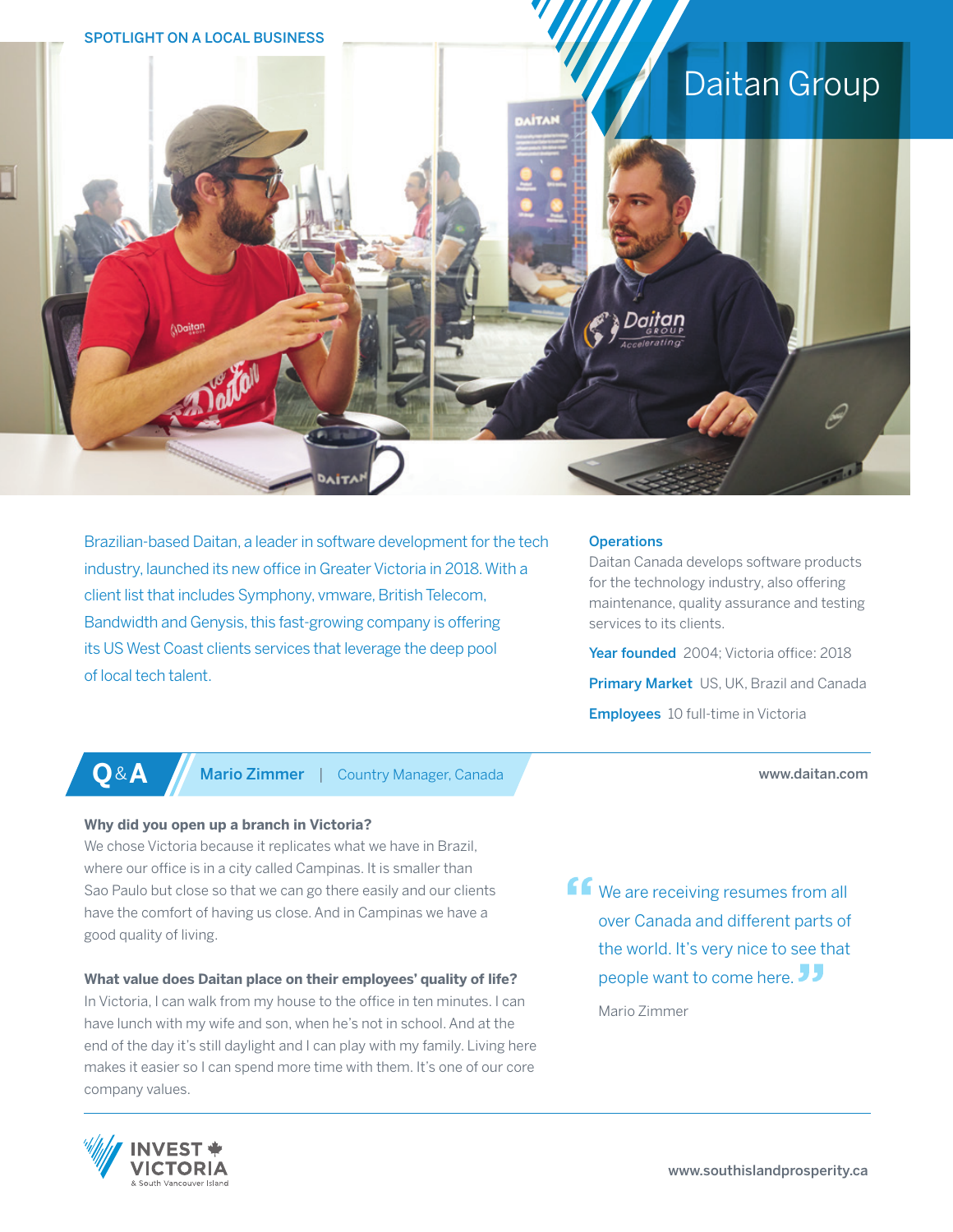SPOTLIGHT ON A LOCAL BUSINESS

# Daitan Group

Brazilian-based Daitan, a leader in software development for the tech industry, launched its new office in Greater Victoria in 2018. With a client list that includes Symphony, vmware, British Telecom, Bandwidth and Genysis, this fast-growing company is offering its US West Coast clients services that leverage the deep pool of local tech talent.

**Operations**
Daitan Canada develops software products for the technology industry, also offering maintenance, quality assurance and testing services to its clients.

**Year founded** 2004; Victoria office: 2018

**Primary Market** US, UK, Brazil and Canada

**Employees** 10 full-time in Victoria

## Q&A — Mario Zimmer | Country Manager, Canada

www.daitan.com

**Why did you open up a branch in Victoria?**
We chose Victoria because it replicates what we have in Brazil, where our office is in a city called Campinas. It is smaller than Sao Paulo but close so that we can go there easily and our clients have the comfort of having us close. And in Campinas we have a good quality of living.

**What value does Daitan place on their employees' quality of life?**
In Victoria, I can walk from my house to the office in ten minutes. I can have lunch with my wife and son, when he's not in school. And at the end of the day it's still daylight and I can play with my family. Living here makes it easier so I can spend more time with them. It's one of our core company values.

> "We are receiving resumes from all over Canada and different parts of the world. It's very nice to see that people want to come here."
>
> Mario Zimmer

INVEST VICTORIA & South Vancouver Island

www.southislandprosperity.ca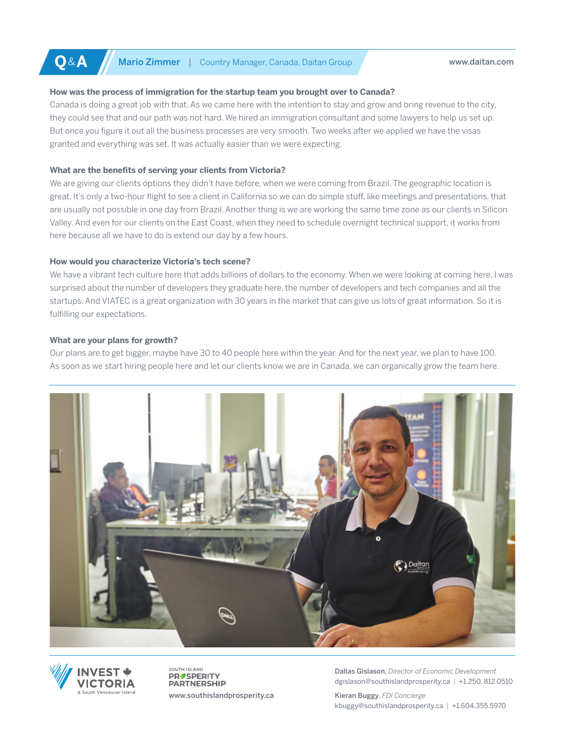# Q&A

**Mario Zimmer** | Country Manager, Canada, Daitan Group

www.daitan.com

**How was the process of immigration for the startup team you brought over to Canada?**

Canada is doing a great job with that. As we came here with the intention to stay and grow and bring revenue to the city, they could see that and our path was not hard. We hired an immigration consultant and some lawyers to help us set up. But once you figure it out all the business processes are very smooth. Two weeks after we applied we have the visas granted and everything was set. It was actually easier than we were expecting.

**What are the benefits of serving your clients from Victoria?**

We are giving our clients options they didn't have before, when we were coming from Brazil. The geographic location is great. It's only a two-hour flight to see a client in California so we can do simple stuff, like meetings and presentations, that are usually not possible in one day from Brazil. Another thing is we are working the same time zone as our clients in Silicon Valley. And even for our clients on the East Coast, when they need to schedule overnight technical support, it works from here because all we have to do is extend our day by a few hours.

**How would you characterize Victoria's tech scene?**

We have a vibrant tech culture here that adds billions of dollars to the economy. When we were looking at coming here, I was surprised about the number of developers they graduate here, the number of developers and tech companies and all the startups. And VIATEC is a great organization with 30 years in the market that can give us lots of great information. So it is fulfilling our expectations.

**What are your plans for growth?**

Our plans are to get bigger, maybe have 30 to 40 people here within the year. And for the next year, we plan to have 100. As soon as we start hiring people here and let our clients know we are in Canada, we can organically grow the team here.

INVEST VICTORIA & South Vancouver Island

SOUTH ISLAND PROSPERITY PARTNERSHIP
www.southislandprosperity.ca

**Dallas Gislason**, *Director of Economic Development*
dgislason@southislandprosperity.ca | +1.250. 812.0510

**Kieran Buggy**, *FDI Concierge*
kbuggy@southislandprosperity.ca | +1.604.355.5970